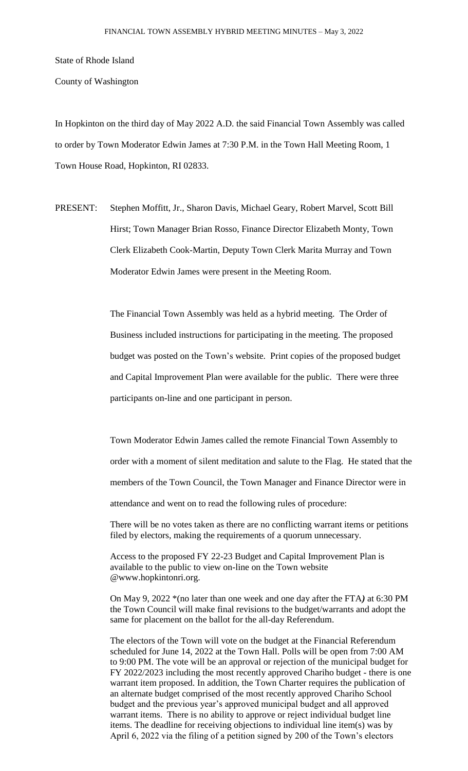State of Rhode Island

County of Washington

In Hopkinton on the third day of May 2022 A.D. the said Financial Town Assembly was called to order by Town Moderator Edwin James at 7:30 P.M. in the Town Hall Meeting Room, 1 Town House Road, Hopkinton, RI 02833.

PRESENT: Stephen Moffitt, Jr., Sharon Davis, Michael Geary, Robert Marvel, Scott Bill Hirst; Town Manager Brian Rosso, Finance Director Elizabeth Monty, Town Clerk Elizabeth Cook-Martin, Deputy Town Clerk Marita Murray and Town Moderator Edwin James were present in the Meeting Room.

The Financial Town Assembly was held as a hybrid meeting. The Order of Business included instructions for participating in the meeting. The proposed budget was posted on the Town's website. Print copies of the proposed budget and Capital Improvement Plan were available for the public. There were three participants on-line and one participant in person.

Town Moderator Edwin James called the remote Financial Town Assembly to order with a moment of silent meditation and salute to the Flag. He stated that the members of the Town Council, the Town Manager and Finance Director were in attendance and went on to read the following rules of procedure:

There will be no votes taken as there are no conflicting warrant items or petitions filed by electors, making the requirements of a quorum unnecessary.

Access to the proposed FY 22-23 Budget and Capital Improvement Plan is available to the public to view on-line on the Town website @www.hopkintonri.org.

On May 9, 2022 *(no later than one week and one day after the FTA*)* at 6:30 PM the Town Council will make final revisions to the budget/warrants and adopt the same for placement on the ballot for the all-day Referendum.

The electors of the Town will vote on the budget at the Financial Referendum scheduled for June 14, 2022 at the Town Hall. Polls will be open from 7:00 AM to 9:00 PM. The vote will be an approval or rejection of the municipal budget for FY 2022/2023 including the most recently approved Chariho budget - there is one warrant item proposed. In addition, the Town Charter requires the publication of an alternate budget comprised of the most recently approved Chariho School budget and the previous year's approved municipal budget and all approved warrant items. There is no ability to approve or reject individual budget line items. The deadline for receiving objections to individual line item(s) was by April 6, 2022 via the filing of a petition signed by 200 of the Town's electors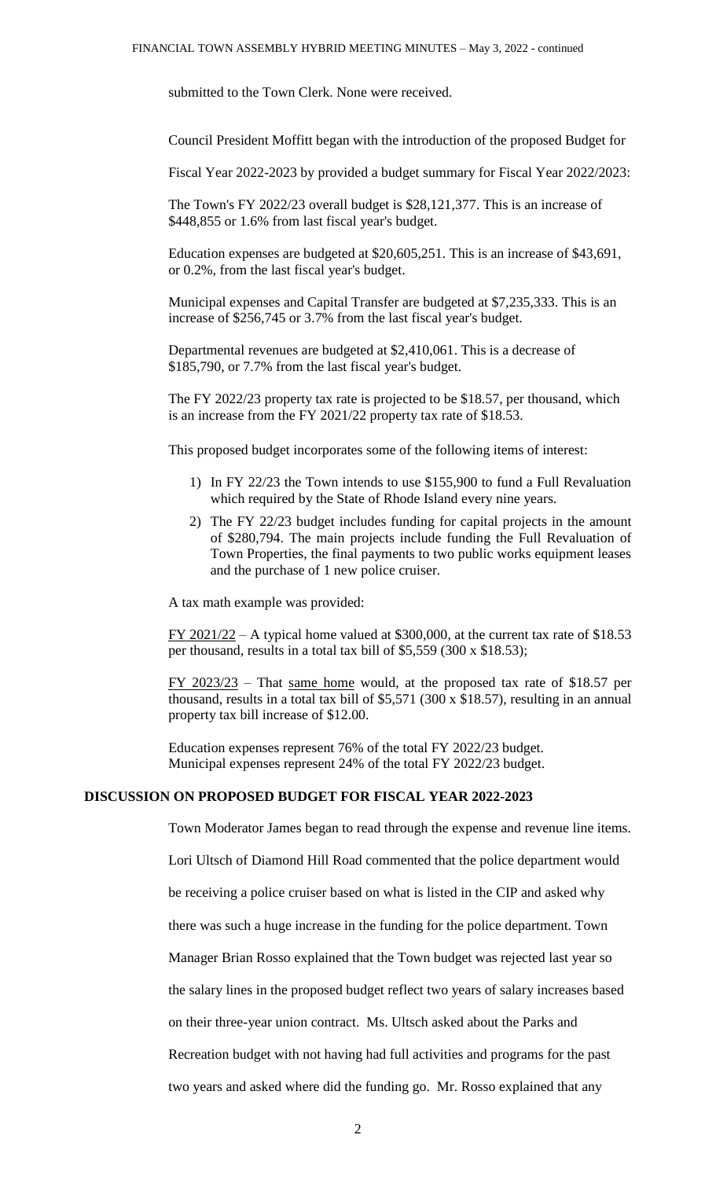submitted to the Town Clerk. None were received.

Council President Moffitt began with the introduction of the proposed Budget for Fiscal Year 2022-2023 by provided a budget summary for Fiscal Year 2022/2023:

The Town's FY 2022/23 overall budget is $28,121,377. This is an increase of $448,855 or 1.6% from last fiscal year's budget.

Education expenses are budgeted at $20,605,251. This is an increase of $43,691, or 0.2%, from the last fiscal year's budget.

Municipal expenses and Capital Transfer are budgeted at $7,235,333. This is an increase of $256,745 or 3.7% from the last fiscal year's budget.

Departmental revenues are budgeted at $2,410,061. This is a decrease of $185,790, or 7.7% from the last fiscal year's budget.

The FY 2022/23 property tax rate is projected to be $18.57, per thousand, which is an increase from the FY 2021/22 property tax rate of $18.53.

This proposed budget incorporates some of the following items of interest:

1) In FY 22/23 the Town intends to use $155,900 to fund a Full Revaluation which required by the State of Rhode Island every nine years.
2) The FY 22/23 budget includes funding for capital projects in the amount of $280,794. The main projects include funding the Full Revaluation of Town Properties, the final payments to two public works equipment leases and the purchase of 1 new police cruiser.

A tax math example was provided:

FY 2021/22 – A typical home valued at $300,000, at the current tax rate of $18.53 per thousand, results in a total tax bill of $5,559 (300 x $18.53);

FY 2023/23 – That same home would, at the proposed tax rate of $18.57 per thousand, results in a total tax bill of $5,571 (300 x $18.57), resulting in an annual property tax bill increase of $12.00.

Education expenses represent 76% of the total FY 2022/23 budget.
Municipal expenses represent 24% of the total FY 2022/23 budget.

## DISCUSSION ON PROPOSED BUDGET FOR FISCAL YEAR 2022-2023

Town Moderator James began to read through the expense and revenue line items.

Lori Ultsch of Diamond Hill Road commented that the police department would be receiving a police cruiser based on what is listed in the CIP and asked why there was such a huge increase in the funding for the police department. Town Manager Brian Rosso explained that the Town budget was rejected last year so the salary lines in the proposed budget reflect two years of salary increases based on their three-year union contract. Ms. Ultsch asked about the Parks and Recreation budget with not having had full activities and programs for the past two years and asked where did the funding go. Mr. Rosso explained that any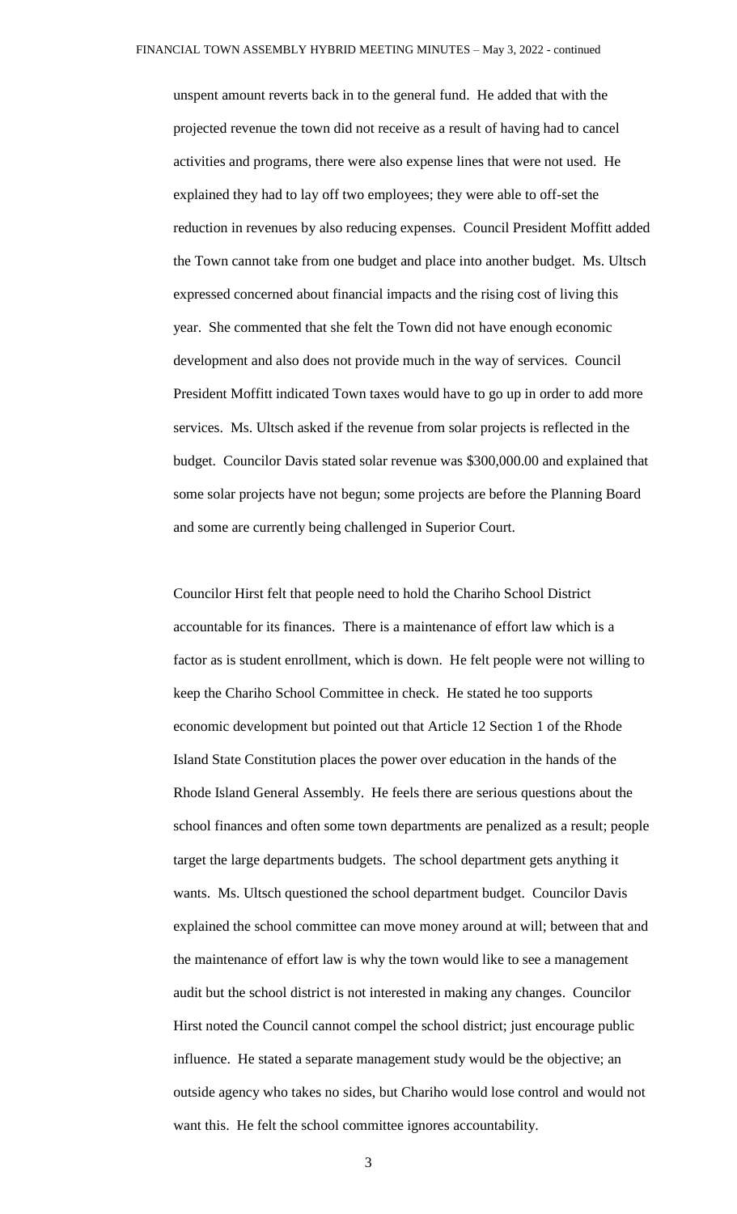unspent amount reverts back in to the general fund. He added that with the projected revenue the town did not receive as a result of having had to cancel activities and programs, there were also expense lines that were not used. He explained they had to lay off two employees; they were able to off-set the reduction in revenues by also reducing expenses. Council President Moffitt added the Town cannot take from one budget and place into another budget. Ms. Ultsch expressed concerned about financial impacts and the rising cost of living this year. She commented that she felt the Town did not have enough economic development and also does not provide much in the way of services. Council President Moffitt indicated Town taxes would have to go up in order to add more services. Ms. Ultsch asked if the revenue from solar projects is reflected in the budget. Councilor Davis stated solar revenue was $300,000.00 and explained that some solar projects have not begun; some projects are before the Planning Board and some are currently being challenged in Superior Court.

Councilor Hirst felt that people need to hold the Chariho School District accountable for its finances. There is a maintenance of effort law which is a factor as is student enrollment, which is down. He felt people were not willing to keep the Chariho School Committee in check. He stated he too supports economic development but pointed out that Article 12 Section 1 of the Rhode Island State Constitution places the power over education in the hands of the Rhode Island General Assembly. He feels there are serious questions about the school finances and often some town departments are penalized as a result; people target the large departments budgets. The school department gets anything it wants. Ms. Ultsch questioned the school department budget. Councilor Davis explained the school committee can move money around at will; between that and the maintenance of effort law is why the town would like to see a management audit but the school district is not interested in making any changes. Councilor Hirst noted the Council cannot compel the school district; just encourage public influence. He stated a separate management study would be the objective; an outside agency who takes no sides, but Chariho would lose control and would not want this. He felt the school committee ignores accountability.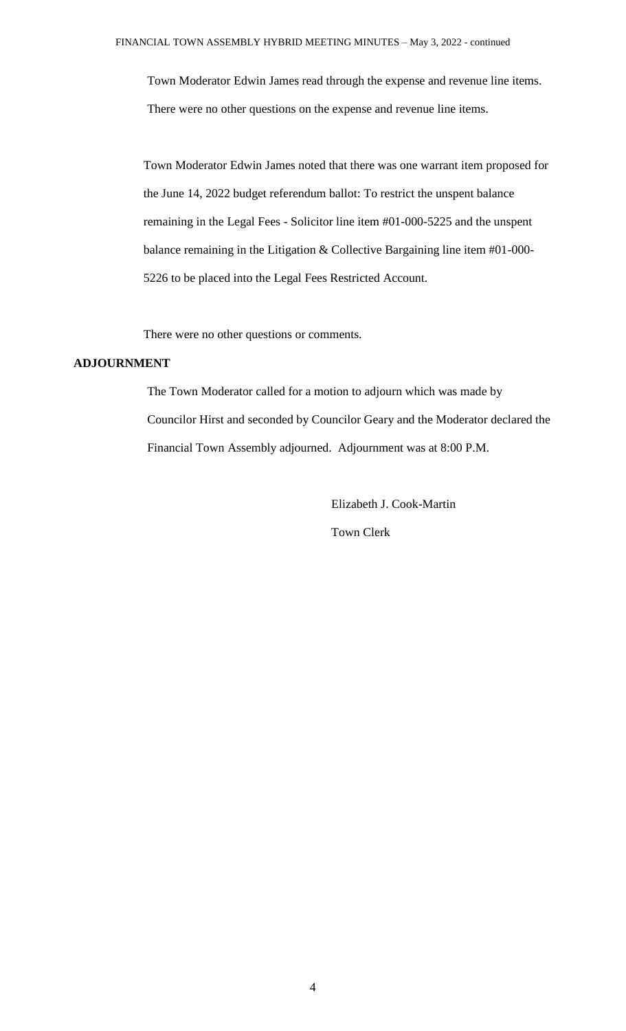Town Moderator Edwin James read through the expense and revenue line items. There were no other questions on the expense and revenue line items.

Town Moderator Edwin James noted that there was one warrant item proposed for the June 14, 2022 budget referendum ballot: To restrict the unspent balance remaining in the Legal Fees - Solicitor line item #01-000-5225 and the unspent balance remaining in the Litigation & Collective Bargaining line item #01-000-5226 to be placed into the Legal Fees Restricted Account.

There were no other questions or comments.

**ADJOURNMENT**

The Town Moderator called for a motion to adjourn which was made by Councilor Hirst and seconded by Councilor Geary and the Moderator declared the Financial Town Assembly adjourned. Adjournment was at 8:00 P.M.

Elizabeth J. Cook-Martin

Town Clerk